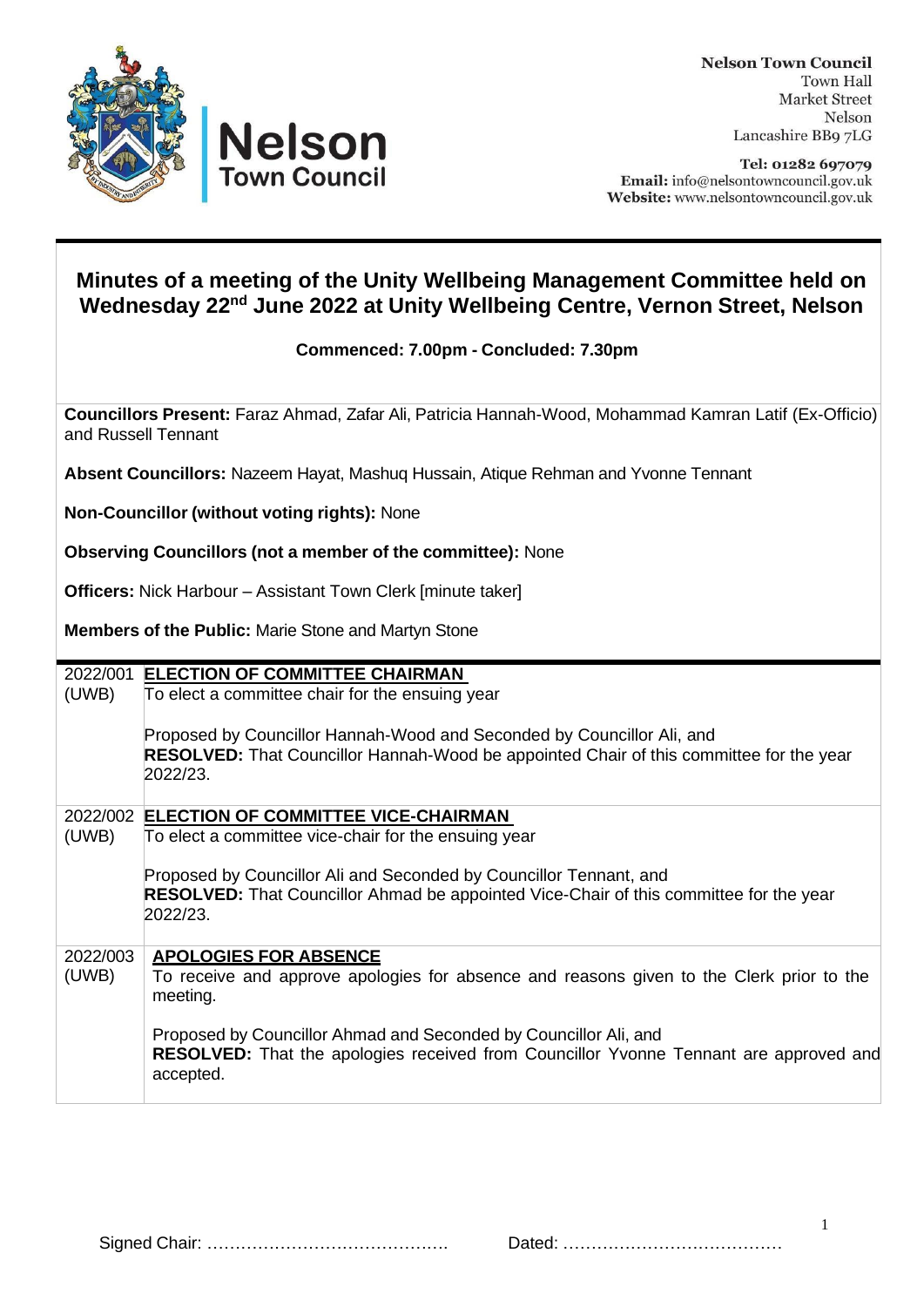**Nelson Town Council**
Town Hall
Market Street
Nelson
Lancashire BB9 7LG

**Tel:** 01282 697079
**Email:** info@nelsontowncouncil.gov.uk
**Website:** www.nelsontowncouncil.gov.uk

# Minutes of a meeting of the Unity Wellbeing Management Committee held on Wednesday 22nd June 2022 at Unity Wellbeing Centre, Vernon Street, Nelson

**Commenced: 7.00pm - Concluded: 7.30pm**

**Councillors Present:** Faraz Ahmad, Zafar Ali, Patricia Hannah-Wood, Mohammad Kamran Latif (Ex-Officio) and Russell Tennant

**Absent Councillors:** Nazeem Hayat, Mashuq Hussain, Atique Rehman and Yvonne Tennant

**Non-Councillor (without voting rights):** None

**Observing Councillors (not a member of the committee):** None

**Officers:** Nick Harbour – Assistant Town Clerk [minute taker]

**Members of the Public:** Marie Stone and Martyn Stone

| | |
|---|---|
| 2022/001 (UWB) | **ELECTION OF COMMITTEE CHAIRMAN**<br>To elect a committee chair for the ensuing year<br><br>Proposed by Councillor Hannah-Wood and Seconded by Councillor Ali, and<br>**RESOLVED:** That Councillor Hannah-Wood be appointed Chair of this committee for the year 2022/23. |
| 2022/002 (UWB) | **ELECTION OF COMMITTEE VICE-CHAIRMAN**<br>To elect a committee vice-chair for the ensuing year<br><br>Proposed by Councillor Ali and Seconded by Councillor Tennant, and<br>**RESOLVED:** That Councillor Ahmad be appointed Vice-Chair of this committee for the year 2022/23. |
| 2022/003 (UWB) | **APOLOGIES FOR ABSENCE**<br>To receive and approve apologies for absence and reasons given to the Clerk prior to the meeting.<br><br>Proposed by Councillor Ahmad and Seconded by Councillor Ali, and<br>**RESOLVED:** That the apologies received from Councillor Yvonne Tennant are approved and accepted. |

Signed Chair: ……………………………………. Dated: …………………………………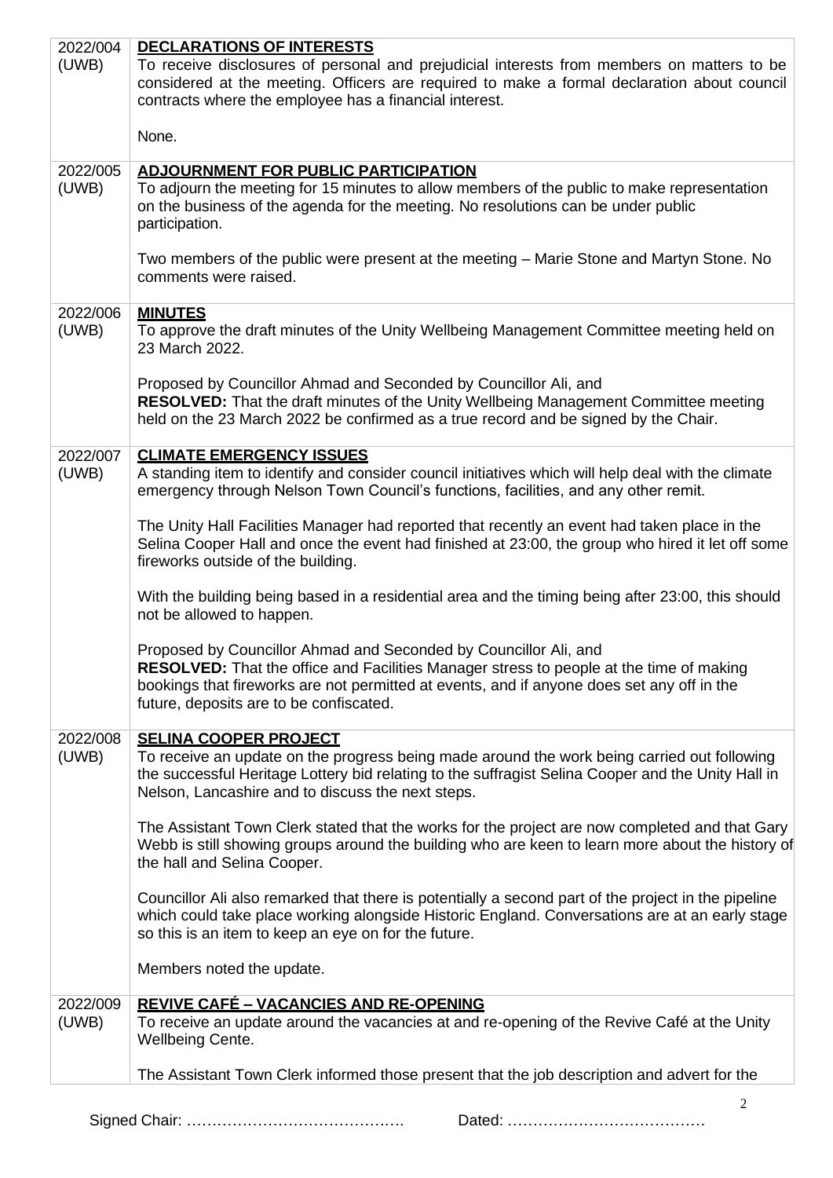| | |
|---|---|
| 2022/004 (UWB) | **DECLARATIONS OF INTERESTS**<br>To receive disclosures of personal and prejudicial interests from members on matters to be considered at the meeting. Officers are required to make a formal declaration about council contracts where the employee has a financial interest.<br><br>None. |
| 2022/005 (UWB) | **ADJOURNMENT FOR PUBLIC PARTICIPATION**<br>To adjourn the meeting for 15 minutes to allow members of the public to make representation on the business of the agenda for the meeting. No resolutions can be under public participation.<br><br>Two members of the public were present at the meeting – Marie Stone and Martyn Stone. No comments were raised. |
| 2022/006 (UWB) | **MINUTES**<br>To approve the draft minutes of the Unity Wellbeing Management Committee meeting held on 23 March 2022.<br><br>Proposed by Councillor Ahmad and Seconded by Councillor Ali, and<br>**RESOLVED:** That the draft minutes of the Unity Wellbeing Management Committee meeting held on the 23 March 2022 be confirmed as a true record and be signed by the Chair. |
| 2022/007 (UWB) | **CLIMATE EMERGENCY ISSUES**<br>A standing item to identify and consider council initiatives which will help deal with the climate emergency through Nelson Town Council's functions, facilities, and any other remit.<br><br>The Unity Hall Facilities Manager had reported that recently an event had taken place in the Selina Cooper Hall and once the event had finished at 23:00, the group who hired it let off some fireworks outside of the building.<br><br>With the building being based in a residential area and the timing being after 23:00, this should not be allowed to happen.<br><br>Proposed by Councillor Ahmad and Seconded by Councillor Ali, and<br>**RESOLVED:** That the office and Facilities Manager stress to people at the time of making bookings that fireworks are not permitted at events, and if anyone does set any off in the future, deposits are to be confiscated. |
| 2022/008 (UWB) | **SELINA COOPER PROJECT**<br>To receive an update on the progress being made around the work being carried out following the successful Heritage Lottery bid relating to the suffragist Selina Cooper and the Unity Hall in Nelson, Lancashire and to discuss the next steps.<br><br>The Assistant Town Clerk stated that the works for the project are now completed and that Gary Webb is still showing groups around the building who are keen to learn more about the history of the hall and Selina Cooper.<br><br>Councillor Ali also remarked that there is potentially a second part of the project in the pipeline which could take place working alongside Historic England. Conversations are at an early stage so this is an item to keep an eye on for the future.<br><br>Members noted the update. |
| 2022/009 (UWB) | **REVIVE CAFÉ – VACANCIES AND RE-OPENING**<br>To receive an update around the vacancies at and re-opening of the Revive Café at the Unity Wellbeing Cente.<br><br>The Assistant Town Clerk informed those present that the job description and advert for the |

Signed Chair: ……………………………………. Dated: …………………………………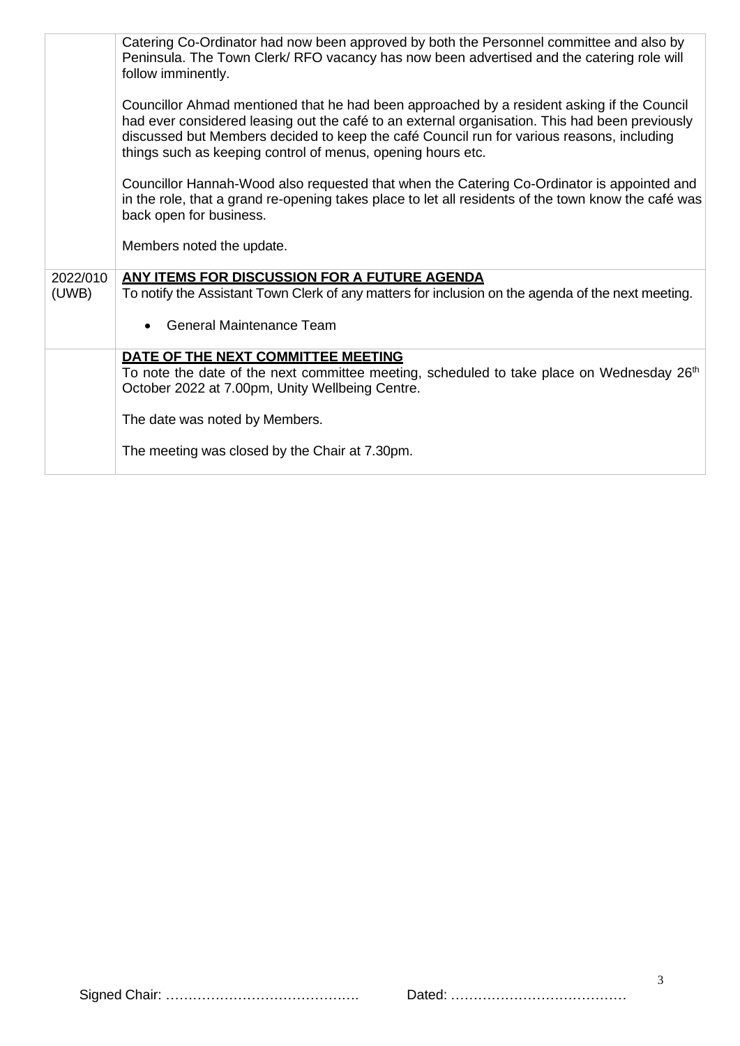| | |
|---|---|
| | Catering Co-Ordinator had now been approved by both the Personnel committee and also by Peninsula. The Town Clerk/ RFO vacancy has now been advertised and the catering role will follow imminently.<br><br>Councillor Ahmad mentioned that he had been approached by a resident asking if the Council had ever considered leasing out the café to an external organisation. This had been previously discussed but Members decided to keep the café Council run for various reasons, including things such as keeping control of menus, opening hours etc.<br><br>Councillor Hannah-Wood also requested that when the Catering Co-Ordinator is appointed and in the role, that a grand re-opening takes place to let all residents of the town know the café was back open for business.<br><br>Members noted the update. |
| 2022/010 (UWB) | **ANY ITEMS FOR DISCUSSION FOR A FUTURE AGENDA**<br>To notify the Assistant Town Clerk of any matters for inclusion on the agenda of the next meeting.<br><br>• General Maintenance Team |
| | **DATE OF THE NEXT COMMITTEE MEETING**<br>To note the date of the next committee meeting, scheduled to take place on Wednesday 26th October 2022 at 7.00pm, Unity Wellbeing Centre.<br><br>The date was noted by Members.<br><br>The meeting was closed by the Chair at 7.30pm. |

Signed Chair: ……………………………………. Dated: …………………………………